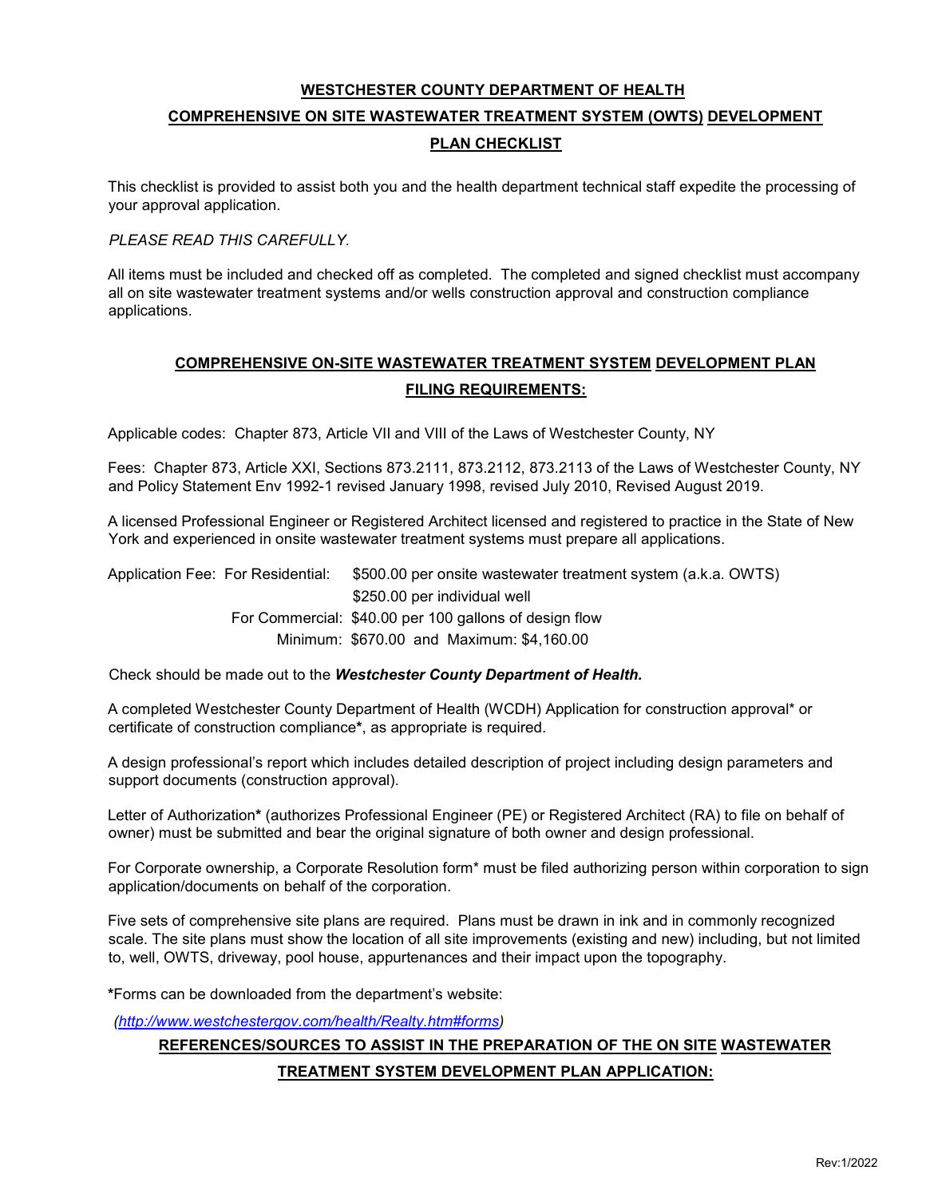# WESTCHESTER COUNTY DEPARTMENT OF HEALTH

## COMPREHENSIVE ON SITE WASTEWATER TREATMENT SYSTEM (OWTS) DEVELOPMENT PLAN CHECKLIST

This checklist is provided to assist both you and the health department technical staff expedite the processing of your approval application.

*PLEASE READ THIS CAREFULLY.*

All items must be included and checked off as completed. The completed and signed checklist must accompany all on site wastewater treatment systems and/or wells construction approval and construction compliance applications.

## COMPREHENSIVE ON-SITE WASTEWATER TREATMENT SYSTEM DEVELOPMENT PLAN FILING REQUIREMENTS:

Applicable codes: Chapter 873, Article VII and VIII of the Laws of Westchester County, NY

Fees: Chapter 873, Article XXI, Sections 873.2111, 873.2112, 873.2113 of the Laws of Westchester County, NY and Policy Statement Env 1992-1 revised January 1998, revised July 2010, Revised August 2019.

A licensed Professional Engineer or Registered Architect licensed and registered to practice in the State of New York and experienced in onsite wastewater treatment systems must prepare all applications.

Application Fee: For Residential: $500.00 per onsite wastewater treatment system (a.k.a. OWTS)
$250.00 per individual well
For Commercial: $40.00 per 100 gallons of design flow
Minimum: $670.00 and Maximum: $4,160.00

Check should be made out to the ***Westchester County Department of Health.***

A completed Westchester County Department of Health (WCDH) Application for construction approval* or certificate of construction compliance**, as appropriate is required.

A design professional's report which includes detailed description of project including design parameters and support documents (construction approval).

Letter of Authorization** (authorizes Professional Engineer (PE) or Registered Architect (RA) to file on behalf of owner) must be submitted and bear the original signature of both owner and design professional.

For Corporate ownership, a Corporate Resolution form* must be filed authorizing person within corporation to sign application/documents on behalf of the corporation.

Five sets of comprehensive site plans are required. Plans must be drawn in ink and in commonly recognized scale. The site plans must show the location of all site improvements (existing and new) including, but not limited to, well, OWTS, driveway, pool house, appurtenances and their impact upon the topography.

***Forms can be downloaded from the department's website:

*(http://www.westchestergov.com/health/Realty.htm#forms)*

## REFERENCES/SOURCES TO ASSIST IN THE PREPARATION OF THE ON SITE WASTEWATER TREATMENT SYSTEM DEVELOPMENT PLAN APPLICATION: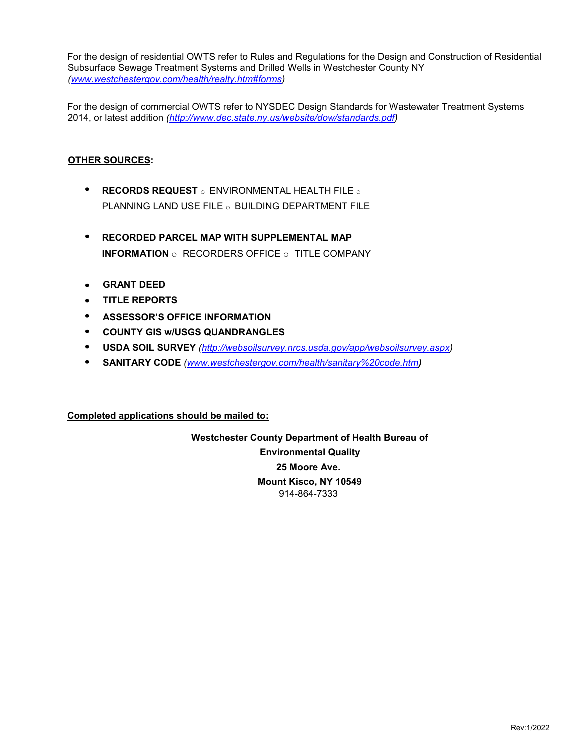For the design of residential OWTS refer to Rules and Regulations for the Design and Construction of Residential Subsurface Sewage Treatment Systems and Drilled Wells in Westchester County NY *(www.westchestergov.com/health/realty.htm#forms)*

For the design of commercial OWTS refer to NYSDEC Design Standards for Wastewater Treatment Systems 2014, or latest addition *(http://www.dec.state.ny.us/website/dow/standards.pdf)*

**OTHER SOURCES:**

- **RECORDS REQUEST** ○ ENVIRONMENTAL HEALTH FILE ○ PLANNING LAND USE FILE ○ BUILDING DEPARTMENT FILE
- **RECORDED PARCEL MAP WITH SUPPLEMENTAL MAP INFORMATION** ○ RECORDERS OFFICE ○ TITLE COMPANY
- **GRANT DEED**
- **TITLE REPORTS**
- **ASSESSOR'S OFFICE INFORMATION**
- **COUNTY GIS w/USGS QUANDRANGLES**
- **USDA SOIL SURVEY** *(http://websoilsurvey.nrcs.usda.gov/app/websoilsurvey.aspx)*
- **SANITARY CODE** *(www.westchestergov.com/health/sanitary%20code.htm)*

**Completed applications should be mailed to:**

**Westchester County Department of Health Bureau of Environmental Quality**
**25 Moore Ave.**
**Mount Kisco, NY 10549**
914-864-7333

Rev:1/2022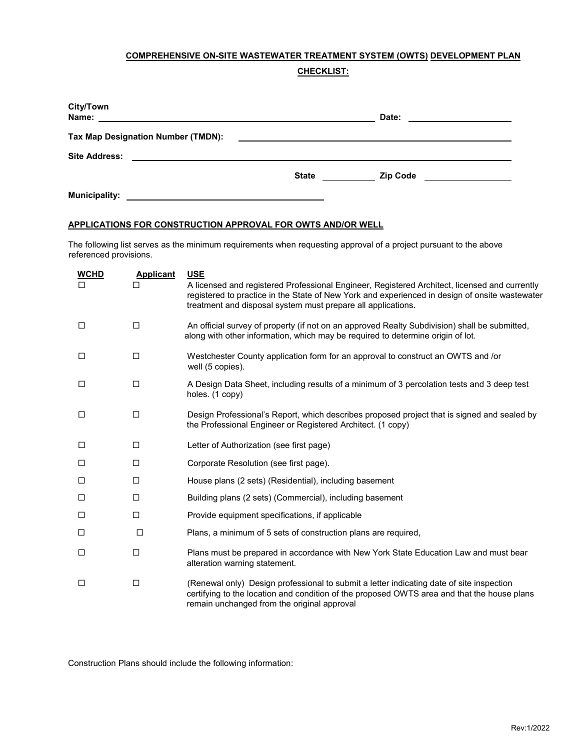**COMPREHENSIVE ON-SITE WASTEWATER TREATMENT SYSTEM (OWTS) DEVELOPMENT PLAN**

**CHECKLIST:**

**City/Town Name:** ____________________ **Date:** ____________

**Tax Map Designation Number (TMDN):** ____________________

**Site Address:** ____________________

**State** ________ **Zip Code** ____________

**Municipality:** ____________________

**APPLICATIONS FOR CONSTRUCTION APPROVAL FOR OWTS AND/OR WELL**

The following list serves as the minimum requirements when requesting approval of a project pursuant to the above referenced provisions.

| WCHD | Applicant | USE |
|---|---|---|
| ☐ | ☐ | A licensed and registered Professional Engineer, Registered Architect, licensed and currently registered to practice in the State of New York and experienced in design of onsite wastewater treatment and disposal system must prepare all applications. |
| ☐ | ☐ | An official survey of property (if not on an approved Realty Subdivision) shall be submitted, along with other information, which may be required to determine origin of lot. |
| ☐ | ☐ | Westchester County application form for an approval to construct an OWTS and /or well (5 copies). |
| ☐ | ☐ | A Design Data Sheet, including results of a minimum of 3 percolation tests and 3 deep test holes. (1 copy) |
| ☐ | ☐ | Design Professional's Report, which describes proposed project that is signed and sealed by the Professional Engineer or Registered Architect. (1 copy) |
| ☐ | ☐ | Letter of Authorization (see first page) |
| ☐ | ☐ | Corporate Resolution (see first page). |
| ☐ | ☐ | House plans (2 sets) (Residential), including basement |
| ☐ | ☐ | Building plans (2 sets) (Commercial), including basement |
| ☐ | ☐ | Provide equipment specifications, if applicable |
| ☐ | ☐ | Plans, a minimum of 5 sets of construction plans are required, |
| ☐ | ☐ | Plans must be prepared in accordance with New York State Education Law and must bear alteration warning statement. |
| ☐ | ☐ | (Renewal only) Design professional to submit a letter indicating date of site inspection certifying to the location and condition of the proposed OWTS area and that the house plans remain unchanged from the original approval |

Construction Plans should include the following information: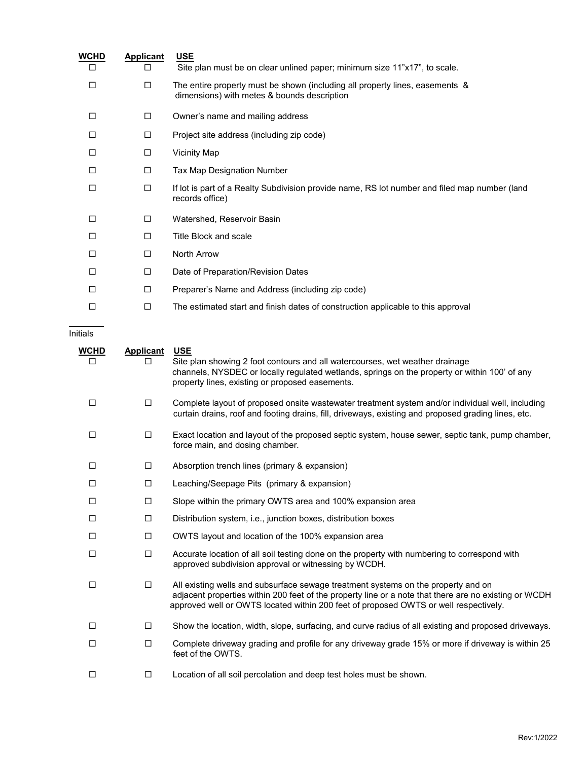| WCHD | Applicant | USE |
|---|---|---|
| ☐ | ☐ | Site plan must be on clear unlined paper; minimum size 11"x17", to scale. |
| ☐ | ☐ | The entire property must be shown (including all property lines, easements & dimensions) with metes & bounds description |
| ☐ | ☐ | Owner's name and mailing address |
| ☐ | ☐ | Project site address (including zip code) |
| ☐ | ☐ | Vicinity Map |
| ☐ | ☐ | Tax Map Designation Number |
| ☐ | ☐ | If lot is part of a Realty Subdivision provide name, RS lot number and filed map number (land records office) |
| ☐ | ☐ | Watershed, Reservoir Basin |
| ☐ | ☐ | Title Block and scale |
| ☐ | ☐ | North Arrow |
| ☐ | ☐ | Date of Preparation/Revision Dates |
| ☐ | ☐ | Preparer's Name and Address (including zip code) |
| ☐ | ☐ | The estimated start and finish dates of construction applicable to this approval |

_______
Initials

| WCHD | Applicant | USE |
|---|---|---|
| ☐ | ☐ | Site plan showing 2 foot contours and all watercourses, wet weather drainage channels, NYSDEC or locally regulated wetlands, springs on the property or within 100' of any property lines, existing or proposed easements. |
| ☐ | ☐ | Complete layout of proposed onsite wastewater treatment system and/or individual well, including curtain drains, roof and footing drains, fill, driveways, existing and proposed grading lines, etc. |
| ☐ | ☐ | Exact location and layout of the proposed septic system, house sewer, septic tank, pump chamber, force main, and dosing chamber. |
| ☐ | ☐ | Absorption trench lines (primary & expansion) |
| ☐ | ☐ | Leaching/Seepage Pits (primary & expansion) |
| ☐ | ☐ | Slope within the primary OWTS area and 100% expansion area |
| ☐ | ☐ | Distribution system, i.e., junction boxes, distribution boxes |
| ☐ | ☐ | OWTS layout and location of the 100% expansion area |
| ☐ | ☐ | Accurate location of all soil testing done on the property with numbering to correspond with approved subdivision approval or witnessing by WCDH. |
| ☐ | ☐ | All existing wells and subsurface sewage treatment systems on the property and on adjacent properties within 200 feet of the property line or a note that there are no existing or WCDH approved well or OWTS located within 200 feet of proposed OWTS or well respectively. |
| ☐ | ☐ | Show the location, width, slope, surfacing, and curve radius of all existing and proposed driveways. |
| ☐ | ☐ | Complete driveway grading and profile for any driveway grade 15% or more if driveway is within 25 feet of the OWTS. |
| ☐ | ☐ | Location of all soil percolation and deep test holes must be shown. |

Rev:1/2022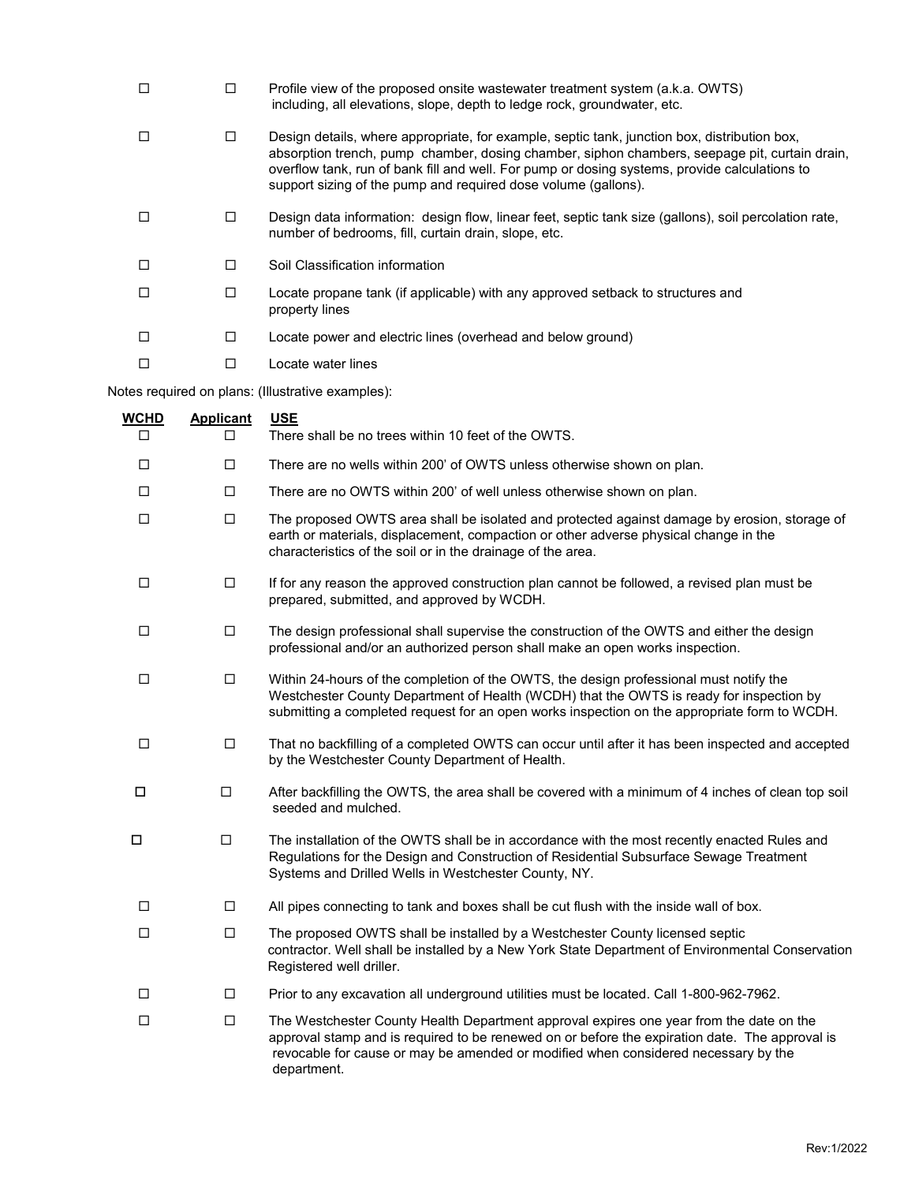| | | |
|---|---|---|
| ☐ | ☐ | Profile view of the proposed onsite wastewater treatment system (a.k.a. OWTS) including, all elevations, slope, depth to ledge rock, groundwater, etc. |
| ☐ | ☐ | Design details, where appropriate, for example, septic tank, junction box, distribution box, absorption trench, pump chamber, dosing chamber, siphon chambers, seepage pit, curtain drain, overflow tank, run of bank fill and well. For pump or dosing systems, provide calculations to support sizing of the pump and required dose volume (gallons). |
| ☐ | ☐ | Design data information: design flow, linear feet, septic tank size (gallons), soil percolation rate, number of bedrooms, fill, curtain drain, slope, etc. |
| ☐ | ☐ | Soil Classification information |
| ☐ | ☐ | Locate propane tank (if applicable) with any approved setback to structures and property lines |
| ☐ | ☐ | Locate power and electric lines (overhead and below ground) |
| ☐ | ☐ | Locate water lines |

Notes required on plans: (Illustrative examples):

| **WCHD** | **Applicant** | **USE** |
|---|---|---|
| ☐ | ☐ | There shall be no trees within 10 feet of the OWTS. |
| ☐ | ☐ | There are no wells within 200' of OWTS unless otherwise shown on plan. |
| ☐ | ☐ | There are no OWTS within 200' of well unless otherwise shown on plan. |
| ☐ | ☐ | The proposed OWTS area shall be isolated and protected against damage by erosion, storage of earth or materials, displacement, compaction or other adverse physical change in the characteristics of the soil or in the drainage of the area. |
| ☐ | ☐ | If for any reason the approved construction plan cannot be followed, a revised plan must be prepared, submitted, and approved by WCDH. |
| ☐ | ☐ | The design professional shall supervise the construction of the OWTS and either the design professional and/or an authorized person shall make an open works inspection. |
| ☐ | ☐ | Within 24-hours of the completion of the OWTS, the design professional must notify the Westchester County Department of Health (WCDH) that the OWTS is ready for inspection by submitting a completed request for an open works inspection on the appropriate form to WCDH. |
| ☐ | ☐ | That no backfilling of a completed OWTS can occur until after it has been inspected and accepted by the Westchester County Department of Health. |
| ☐ | ☐ | After backfilling the OWTS, the area shall be covered with a minimum of 4 inches of clean top soil seeded and mulched. |
| ☐ | ☐ | The installation of the OWTS shall be in accordance with the most recently enacted Rules and Regulations for the Design and Construction of Residential Subsurface Sewage Treatment Systems and Drilled Wells in Westchester County, NY. |
| ☐ | ☐ | All pipes connecting to tank and boxes shall be cut flush with the inside wall of box. |
| ☐ | ☐ | The proposed OWTS shall be installed by a Westchester County licensed septic contractor. Well shall be installed by a New York State Department of Environmental Conservation Registered well driller. |
| ☐ | ☐ | Prior to any excavation all underground utilities must be located. Call 1-800-962-7962. |
| ☐ | ☐ | The Westchester County Health Department approval expires one year from the date on the approval stamp and is required to be renewed on or before the expiration date. The approval is revocable for cause or may be amended or modified when considered necessary by the department. |

Rev:1/2022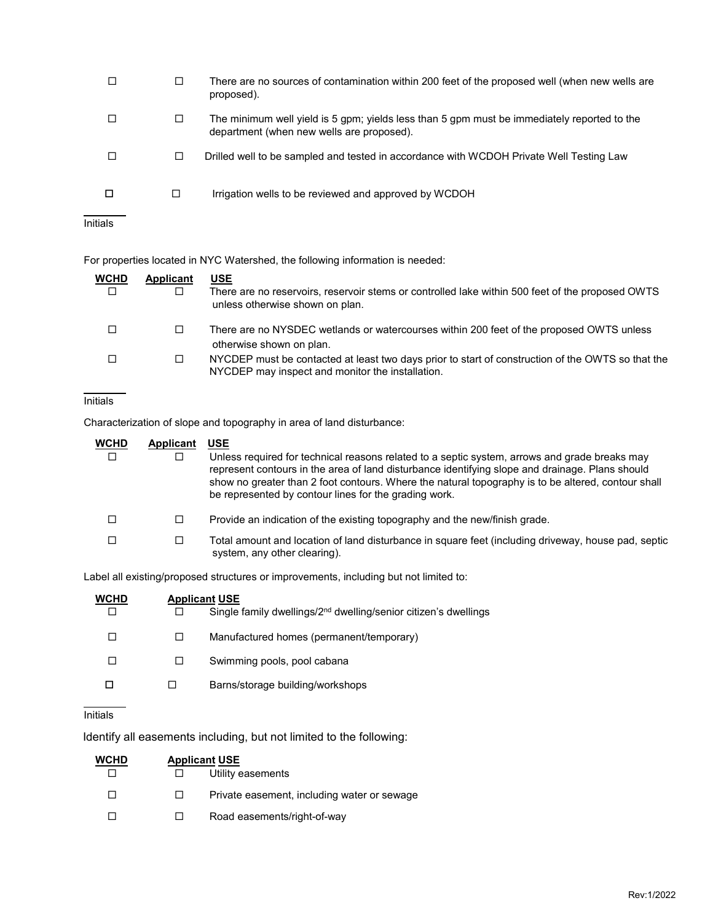| | | |
|---|---|---|
| ☐ | ☐ | There are no sources of contamination within 200 feet of the proposed well (when new wells are proposed). |
| ☐ | ☐ | The minimum well yield is 5 gpm; yields less than 5 gpm must be immediately reported to the department (when new wells are proposed). |
| ☐ | ☐ | Drilled well to be sampled and tested in accordance with WCDOH Private Well Testing Law |
| ☐ | ☐ | Irrigation wells to be reviewed and approved by WCDOH |

______
Initials

For properties located in NYC Watershed, the following information is needed:

| WCHD | Applicant | USE |
|---|---|---|
| ☐ | ☐ | There are no reservoirs, reservoir stems or controlled lake within 500 feet of the proposed OWTS unless otherwise shown on plan. |
| ☐ | ☐ | There are no NYSDEC wetlands or watercourses within 200 feet of the proposed OWTS unless otherwise shown on plan. |
| ☐ | ☐ | NYCDEP must be contacted at least two days prior to start of construction of the OWTS so that the NYCDEP may inspect and monitor the installation. |

______
Initials

Characterization of slope and topography in area of land disturbance:

| WCHD | Applicant | USE |
|---|---|---|
| ☐ | ☐ | Unless required for technical reasons related to a septic system, arrows and grade breaks may represent contours in the area of land disturbance identifying slope and drainage. Plans should show no greater than 2 foot contours. Where the natural topography is to be altered, contour shall be represented by contour lines for the grading work. |
| ☐ | ☐ | Provide an indication of the existing topography and the new/finish grade. |
| ☐ | ☐ | Total amount and location of land disturbance in square feet (including driveway, house pad, septic system, any other clearing). |

Label all existing/proposed structures or improvements, including but not limited to:

| WCHD | Applicant | USE |
|---|---|---|
| ☐ | ☐ | Single family dwellings/2nd dwelling/senior citizen's dwellings |
| ☐ | ☐ | Manufactured homes (permanent/temporary) |
| ☐ | ☐ | Swimming pools, pool cabana |
| ☐ | ☐ | Barns/storage building/workshops |

______
Initials

Identify all easements including, but not limited to the following:

| WCHD | Applicant | USE |
|---|---|---|
| ☐ | ☐ | Utility easements |
| ☐ | ☐ | Private easement, including water or sewage |
| ☐ | ☐ | Road easements/right-of-way |

Rev:1/2022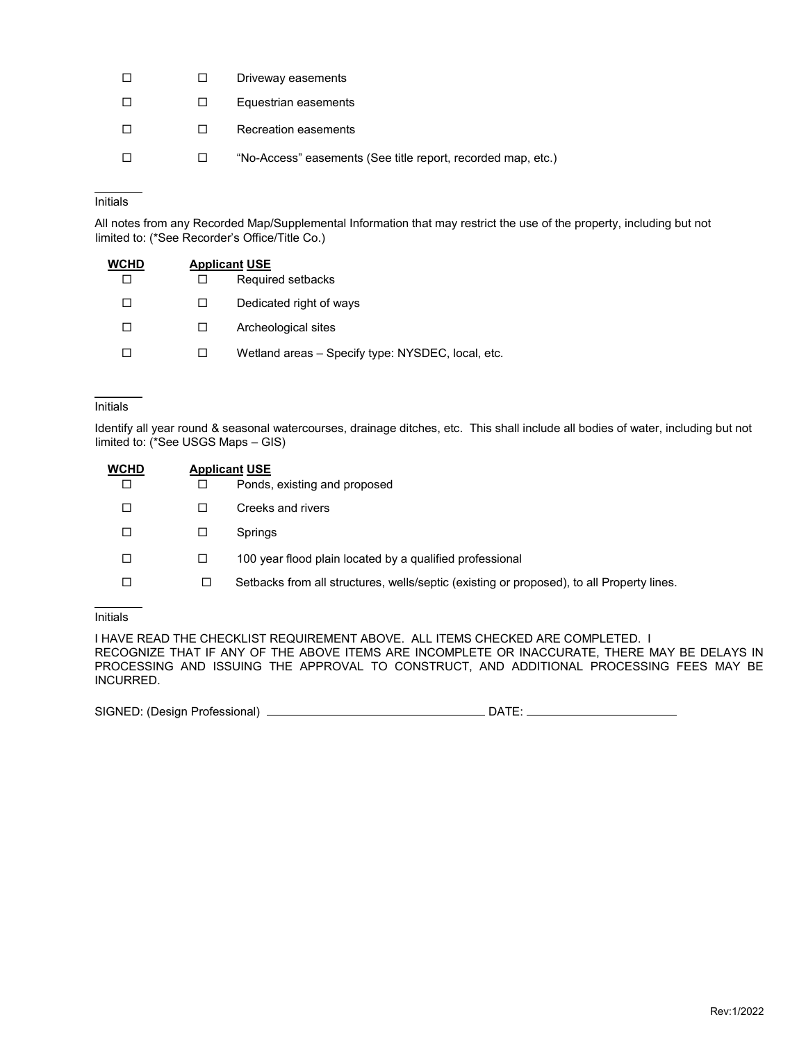| | | |
|---|---|---|
| ☐ | ☐ | Driveway easements |
| ☐ | ☐ | Equestrian easements |
| ☐ | ☐ | Recreation easements |
| ☐ | ☐ | "No-Access" easements (See title report, recorded map, etc.) |

\_\_\_\_\_\_\_\_
Initials

All notes from any Recorded Map/Supplemental Information that may restrict the use of the property, including but not limited to: (*See Recorder's Office/Title Co.)

| **WCHD** | **Applicant** | **USE** |
|---|---|---|
| ☐ | ☐ | Required setbacks |
| ☐ | ☐ | Dedicated right of ways |
| ☐ | ☐ | Archeological sites |
| ☐ | ☐ | Wetland areas – Specify type: NYSDEC, local, etc. |

\_\_\_\_\_\_\_\_
Initials

Identify all year round & seasonal watercourses, drainage ditches, etc. This shall include all bodies of water, including but not limited to: (*See USGS Maps – GIS)

| **WCHD** | **Applicant** | **USE** |
|---|---|---|
| ☐ | ☐ | Ponds, existing and proposed |
| ☐ | ☐ | Creeks and rivers |
| ☐ | ☐ | Springs |
| ☐ | ☐ | 100 year flood plain located by a qualified professional |
| ☐ | ☐ | Setbacks from all structures, wells/septic (existing or proposed), to all Property lines. |

\_\_\_\_\_\_\_\_
Initials

I HAVE READ THE CHECKLIST REQUIREMENT ABOVE. ALL ITEMS CHECKED ARE COMPLETED. I RECOGNIZE THAT IF ANY OF THE ABOVE ITEMS ARE INCOMPLETE OR INACCURATE, THERE MAY BE DELAYS IN PROCESSING AND ISSUING THE APPROVAL TO CONSTRUCT, AND ADDITIONAL PROCESSING FEES MAY BE INCURRED.

SIGNED: (Design Professional) \_\_\_\_\_\_\_\_\_\_\_\_\_\_\_\_\_\_\_\_\_\_\_\_\_\_\_\_\_\_\_\_ DATE: \_\_\_\_\_\_\_\_\_\_\_\_\_\_\_\_\_\_\_\_\_\_

Rev:1/2022